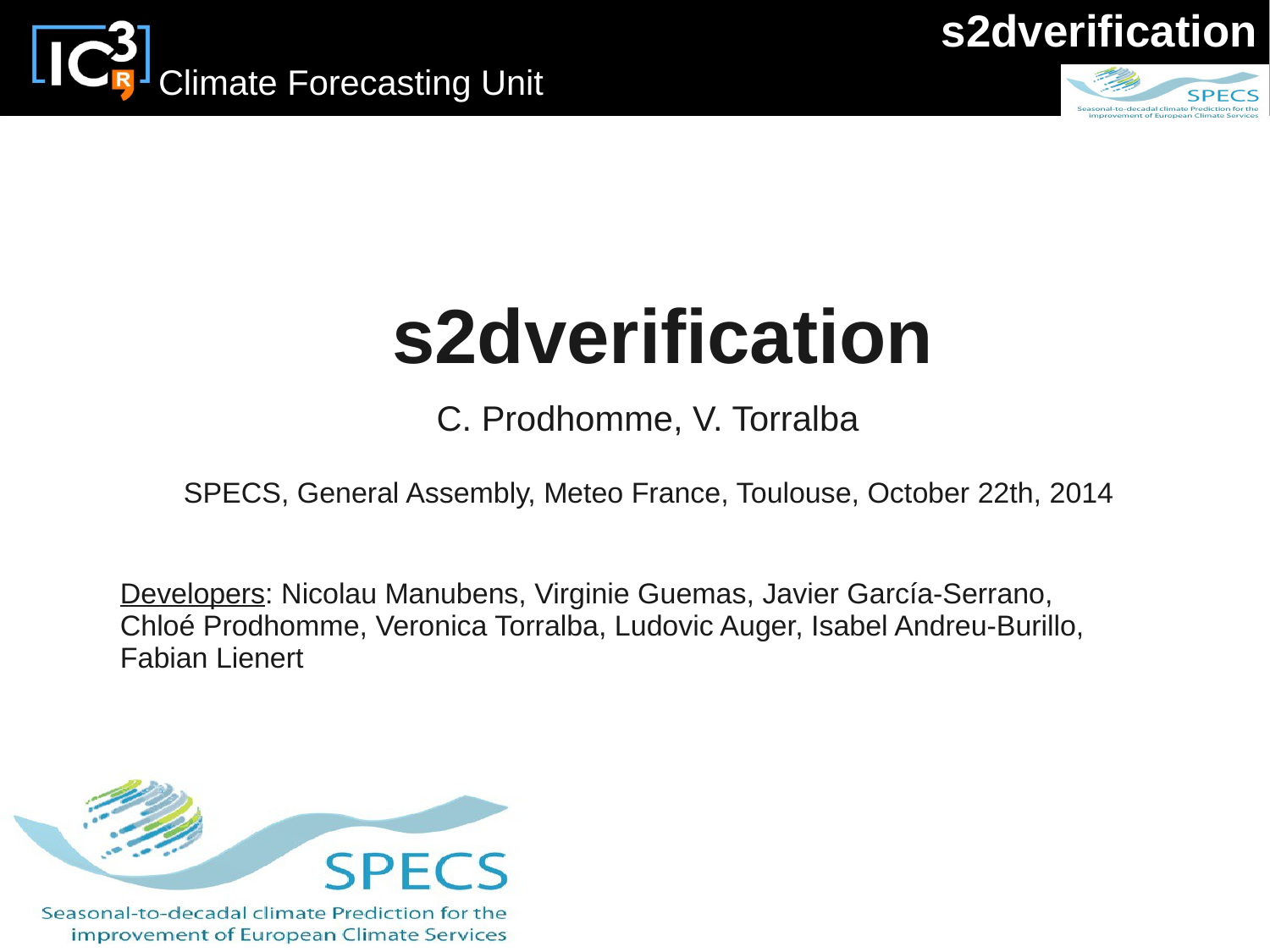# s2dverification

C. Prodhomme, V. Torralba

SPECS, General Assembly, Meteo France, Toulouse, October 22th, 2014

Developers: Nicolau Manubens, Virginie Guemas, Javier García-Serrano, Chloé Prodhomme, Veronica Torralba, Ludovic Auger, Isabel Andreu-Burillo, Fabian Lienert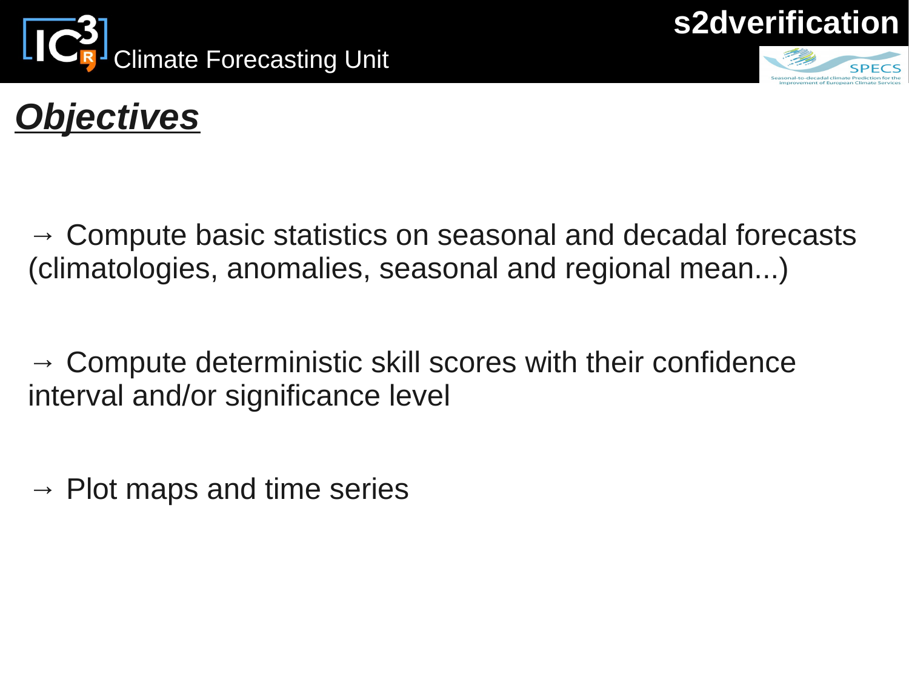# ***Objectives***

→ Compute basic statistics on seasonal and decadal forecasts (climatologies, anomalies, seasonal and regional mean...)

→ Compute deterministic skill scores with their confidence interval and/or significance level

→ Plot maps and time series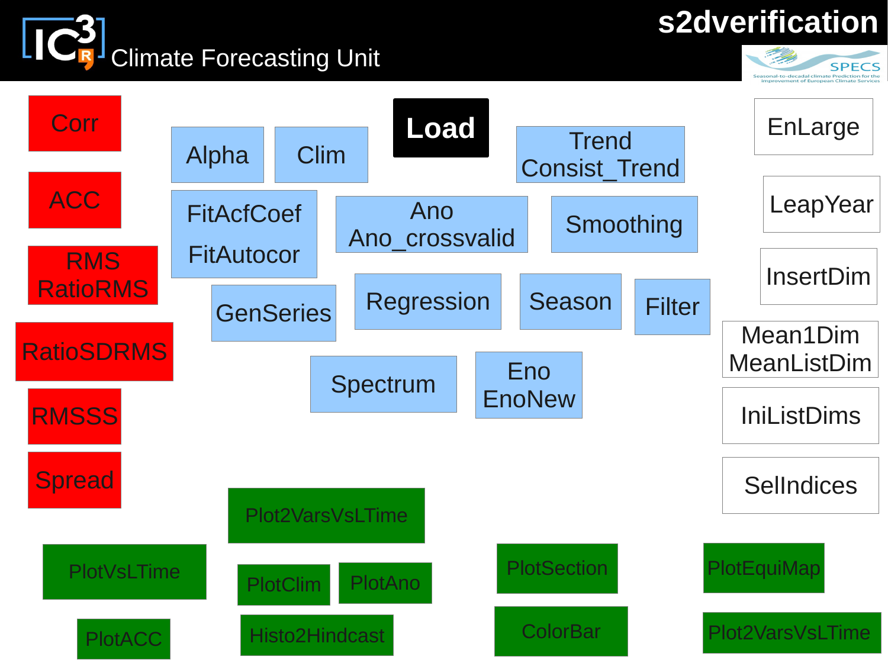# s2dverification

Climate Forecasting Unit

**Load**

- Corr
- ACC
- RMS
  RatioRMS
- RatioSDRMS
- RMSSS
- Spread

- Alpha
- Clim
- Trend
  Consist_Trend
- FitAcfCoef
  FitAutocor
- Ano
  Ano_crossvalid
- Smoothing
- GenSeries
- Regression
- Season
- Filter
- Spectrum
- Eno
  EnoNew

- EnLarge
- LeapYear
- InsertDim
- Mean1Dim
  MeanListDim
- IniListDims
- SelIndices

- Plot2VarsVsLTime
- PlotVsLTime
- PlotClim
- PlotAno
- PlotSection
- PlotEquiMap
- PlotACC
- Histo2Hindcast
- ColorBar
- Plot2VarsVsLTime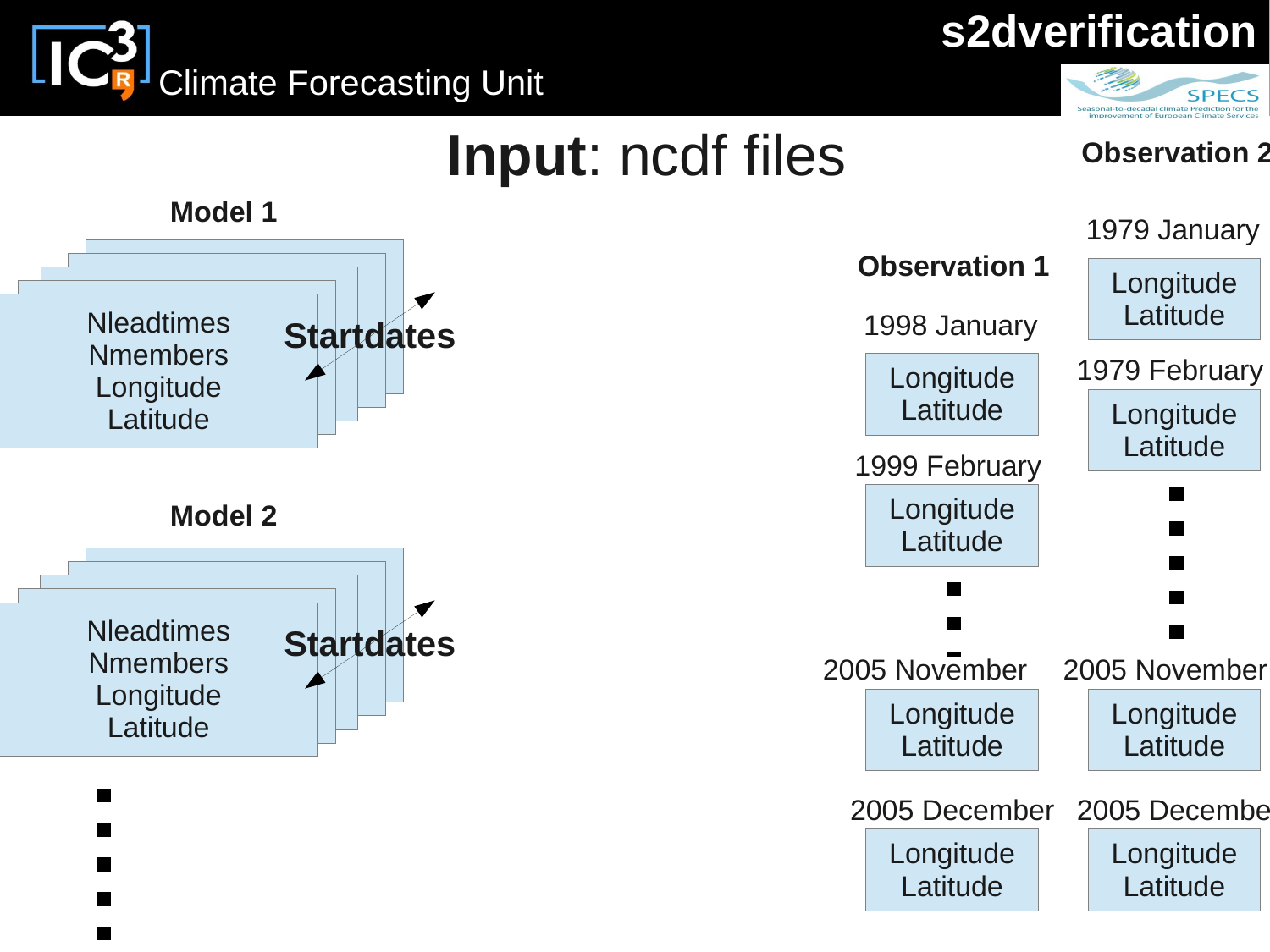# Input: ncdf files

**Model 1**

Nleadtimes
Nmembers
Longitude
Latitude

**Startdates**

**Model 2**

Nleadtimes
Nmembers
Longitude
Latitude

**Startdates**

⋮

**Observation 1**

1998 January

Longitude
Latitude

1999 February

Longitude
Latitude

⋮

2005 November

Longitude
Latitude

2005 December

Longitude
Latitude

**Observation 2**

1979 January

Longitude
Latitude

1979 February

Longitude
Latitude

⋮

2005 November

Longitude
Latitude

2005 Decembe

Longitude
Latitude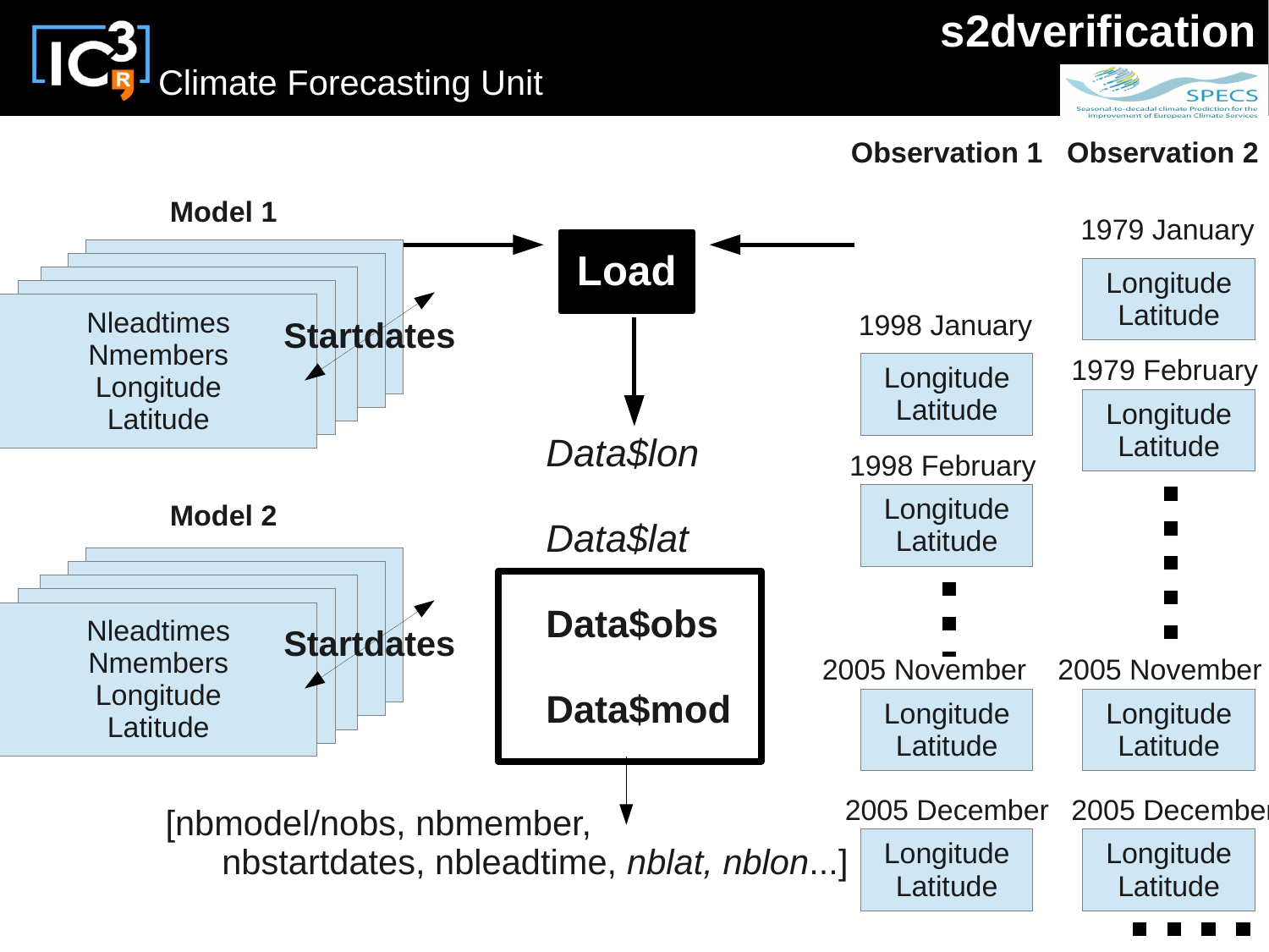# s2dverification

Climate Forecasting Unit

**Observation 1** **Observation 2**

**Model 1**

Nleadtimes
Nmembers
Longitude
Latitude

**Startdates**

**Model 2**

Nleadtimes
Nmembers
Longitude
Latitude

**Startdates**

**Load**

*Data$lon*

*Data$lat*

**Data$obs**

**Data$mod**

[nbmodel/nobs, nbmember, nbstartdates, nbleadtime, *nblat, nblon*...]

1998 January
Longitude
Latitude

1998 February
Longitude
Latitude

2005 November
Longitude
Latitude

2005 December
Longitude
Latitude

1979 January
Longitude
Latitude

1979 February
Longitude
Latitude

2005 November
Longitude
Latitude

2005 December
Longitude
Latitude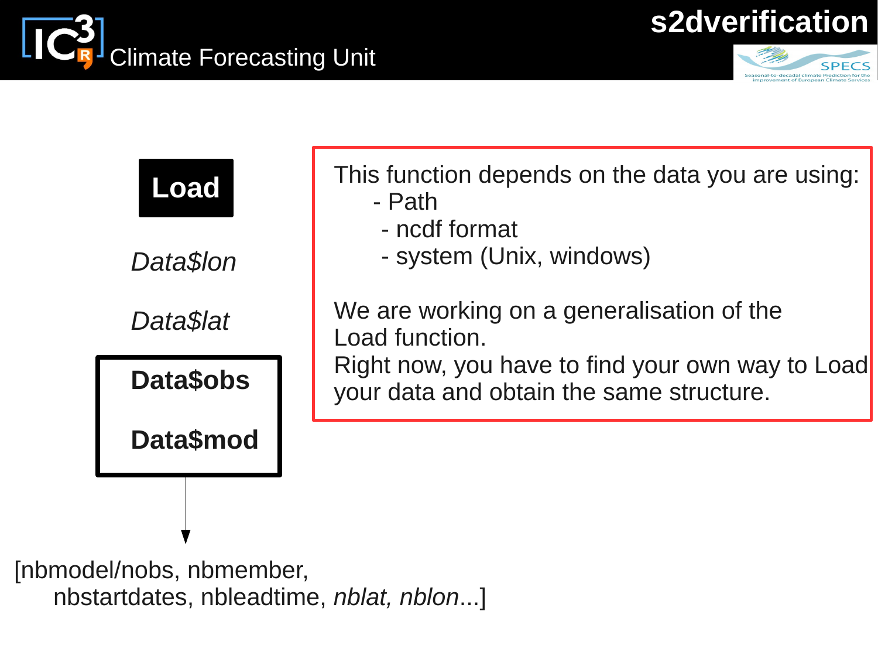# Load

*Data$lon*

*Data$lat*

**Data$obs**

**Data$mod**

[nbmodel/nobs, nbmember, nbstartdates, nbleadtime, *nblat, nblon*...]

This function depends on the data you are using:

- Path
- ncdf format
- system (Unix, windows)

We are working on a generalisation of the Load function.
Right now, you have to find your own way to Load your data and obtain the same structure.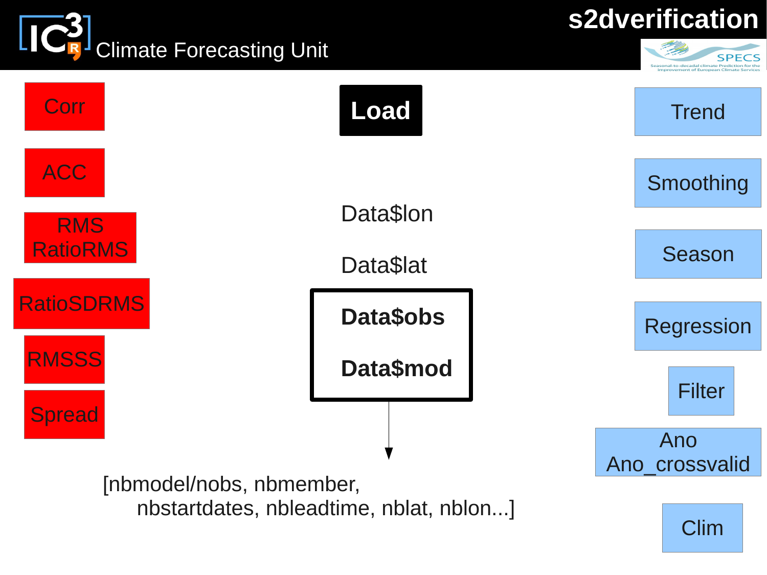# s2dverification

Climate Forecasting Unit

**Load**

Data$lon

Data$lat

**Data$obs**

**Data$mod**

[nbmodel/nobs, nbmember,
nbstartdates, nbleadtime, nblat, nblon...]

- Corr
- ACC
- RMS
- RatioRMS
- RatioSDRMS
- RMSSS
- Spread

- Trend
- Smoothing
- Season
- Regression
- Filter
- Ano
- Ano_crossvalid
- Clim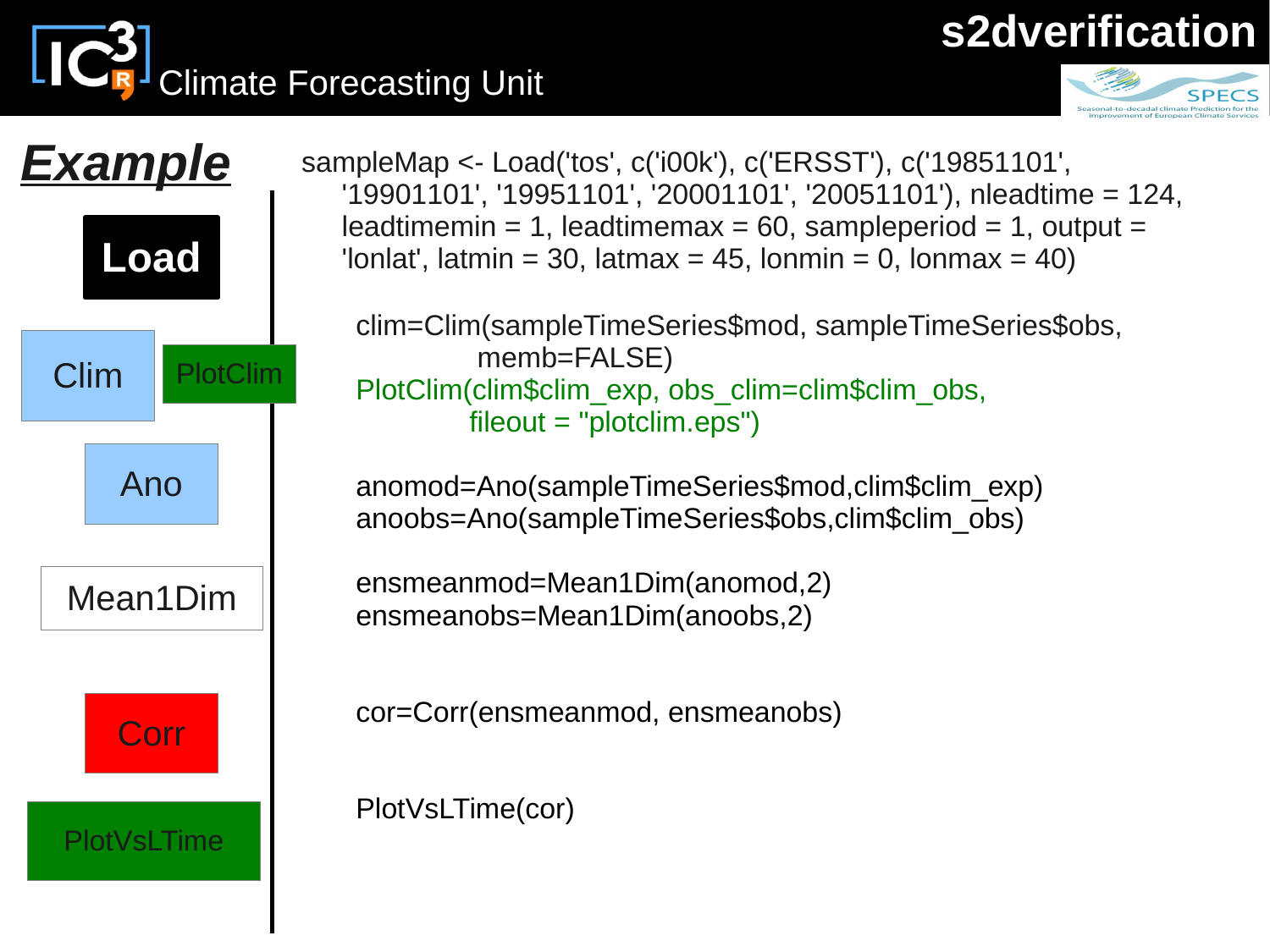# Example

**Load**

```
sampleMap <- Load('tos', c('i00k'), c('ERSST'), c('19851101',
    '19901101', '19951101', '20001101', '20051101'), nleadtime = 124,
    leadtimemin = 1, leadtimemax = 60, sampleperiod = 1, output =
    'lonlat', latmin = 30, latmax = 45, lonmin = 0, lonmax = 40)
```

Clin | PlotClim

```
clim=Clim(sampleTimeSeries$mod, sampleTimeSeries$obs,
          memb=FALSE)
PlotClim(clim$clim_exp, obs_clim=clim$clim_obs,
         fileout = "plotclim.eps")
```

Ano

```
anomod=Ano(sampleTimeSeries$mod,clim$clim_exp)
anoobs=Ano(sampleTimeSeries$obs,clim$clim_obs)
```

Mean1Dim

```
ensmeanmod=Mean1Dim(anomod,2)
ensmeanobs=Mean1Dim(anoobs,2)
```

Corr

```
cor=Corr(ensmeanmod, ensmeanobs)
```

PlotVsLTime

```
PlotVsLTime(cor)
```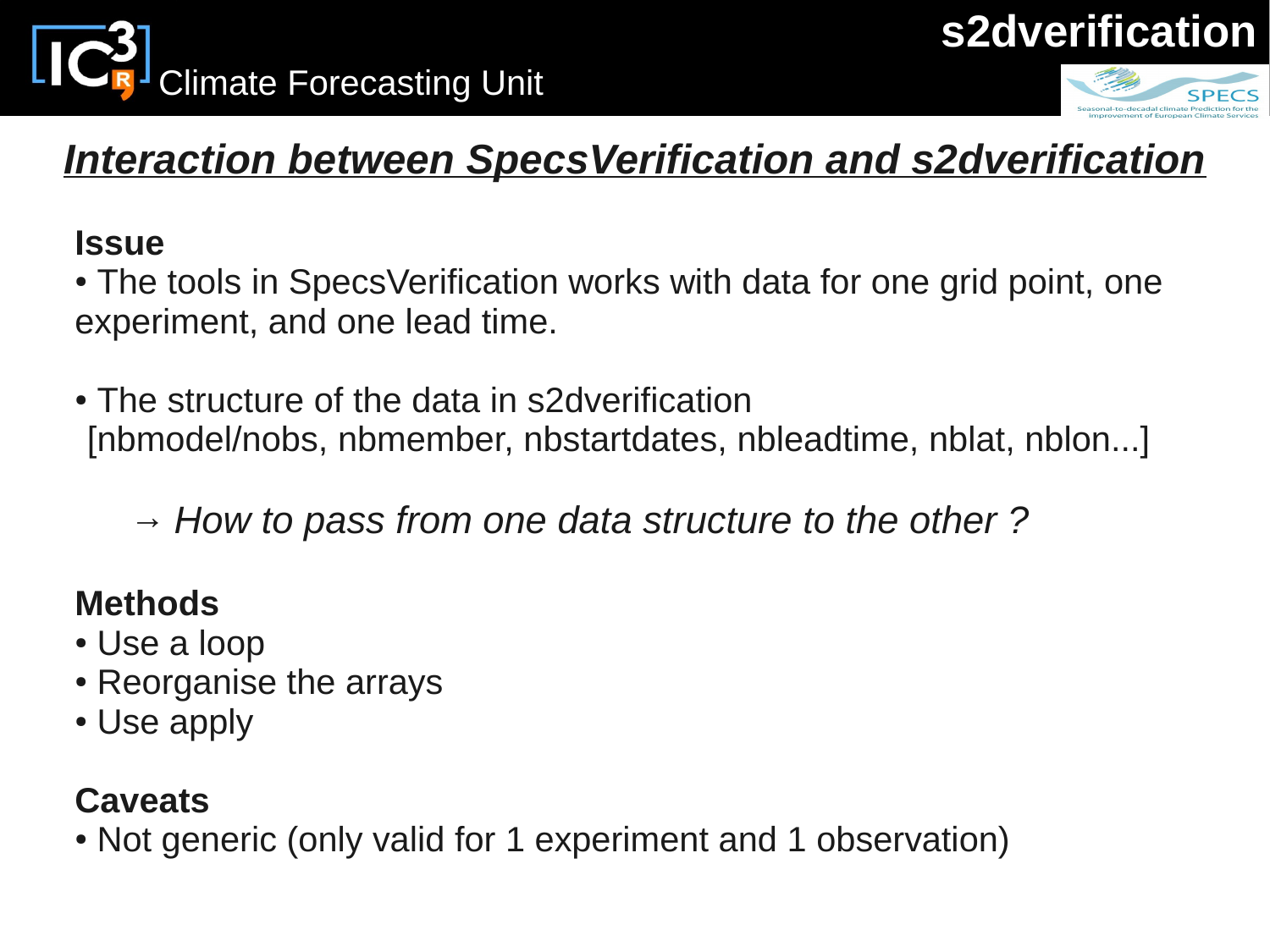## *Interaction between SpecsVerification and s2dverification*

**Issue**

- The tools in SpecsVerification works with data for one grid point, one experiment, and one lead time.

- The structure of the data in s2dverification
  [nbmodel/nobs, nbmember, nbstartdates, nbleadtime, nblat, nblon...]

→ *How to pass from one data structure to the other ?*

**Methods**

- Use a loop
- Reorganise the arrays
- Use apply

**Caveats**

- Not generic (only valid for 1 experiment and 1 observation)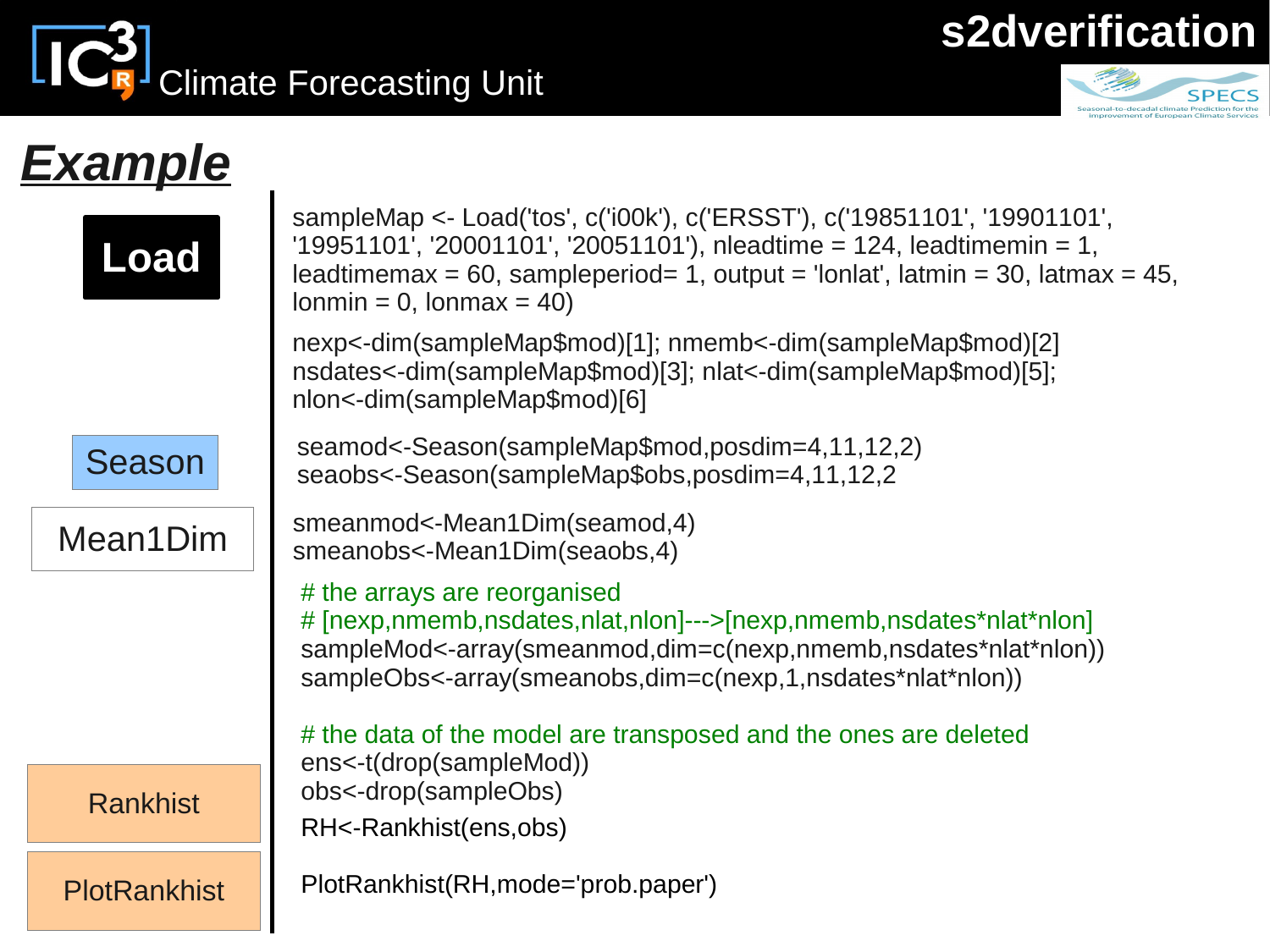# Example

**Load**

```
sampleMap <- Load('tos', c('i00k'), c('ERSST'), c('19851101', '19901101',
'19951101', '20001101', '20051101'), nleadtime = 124, leadtimemin = 1,
leadtimemax = 60, sampleperiod= 1, output = 'lonlat', latmin = 30, latmax = 45,
lonmin = 0, lonmax = 40)

nexp<-dim(sampleMap$mod)[1]; nmemb<-dim(sampleMap$mod)[2]
nsdates<-dim(sampleMap$mod)[3]; nlat<-dim(sampleMap$mod)[5];
nlon<-dim(sampleMap$mod)[6]
```

**Season**

```
seamod<-Season(sampleMap$mod,posdim=4,11,12,2)
seaobs<-Season(sampleMap$obs,posdim=4,11,12,2
```

**Mean1Dim**

```
smeanmod<-Mean1Dim(seamod,4)
smeanobs<-Mean1Dim(seaobs,4)

# the arrays are reorganised
# [nexp,nmemb,nsdates,nlat,nlon]--->[nexp,nmemb,nsdates*nlat*nlon]
sampleMod<-array(smeanmod,dim=c(nexp,nmemb,nsdates*nlat*nlon))
sampleObs<-array(smeanobs,dim=c(nexp,1,nsdates*nlat*nlon))

# the data of the model are transposed and the ones are deleted
ens<-t(drop(sampleMod))
obs<-drop(sampleObs)
```

**Rankhist**

```
RH<-Rankhist(ens,obs)
```

**PlotRankhist**

```
PlotRankhist(RH,mode='prob.paper')
```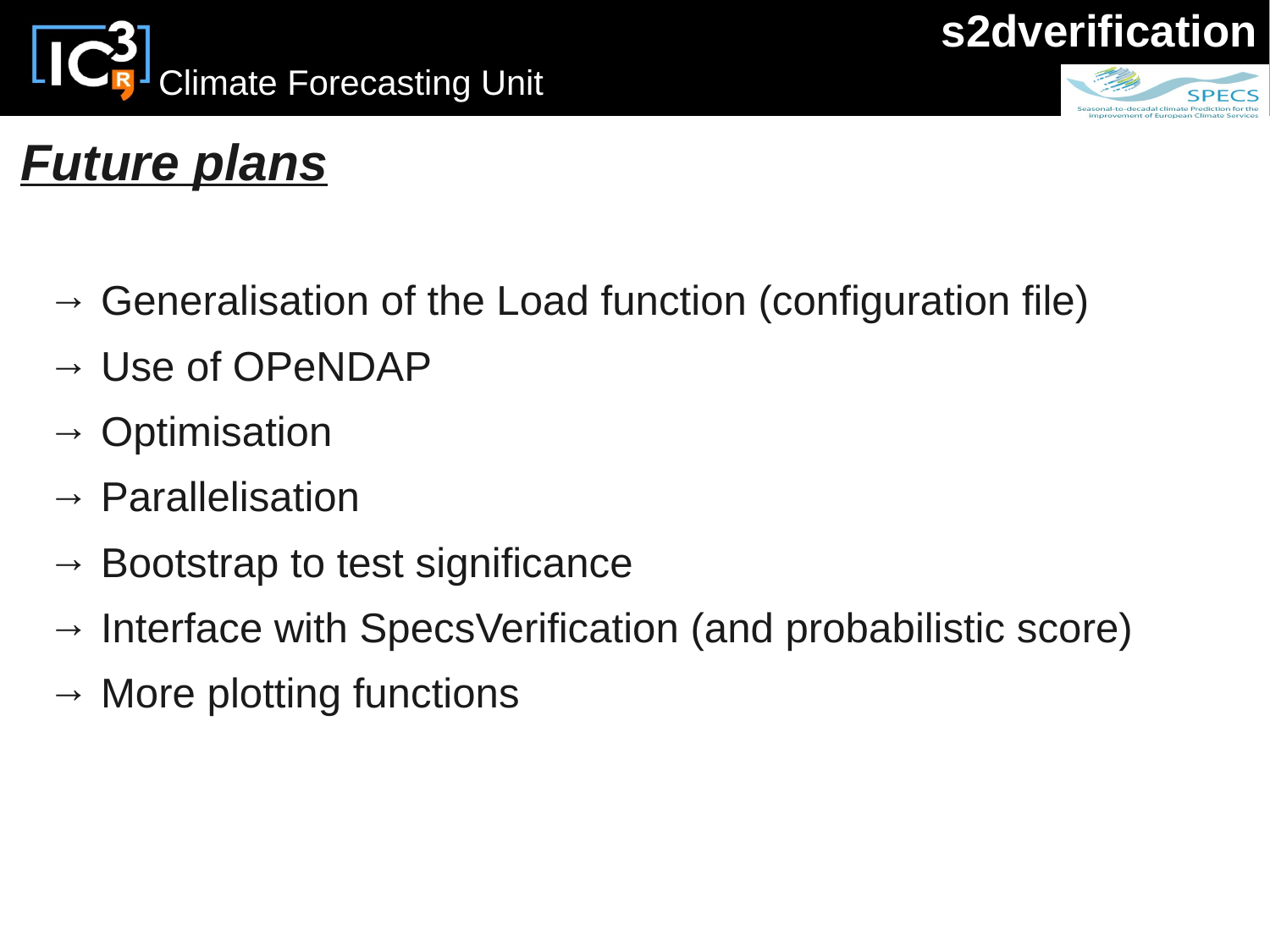# Future plans

→ Generalisation of the Load function (configuration file)

→ Use of OPeNDAP

→ Optimisation

→ Parallelisation

→ Bootstrap to test significance

→ Interface with SpecsVerification (and probabilistic score)

→ More plotting functions